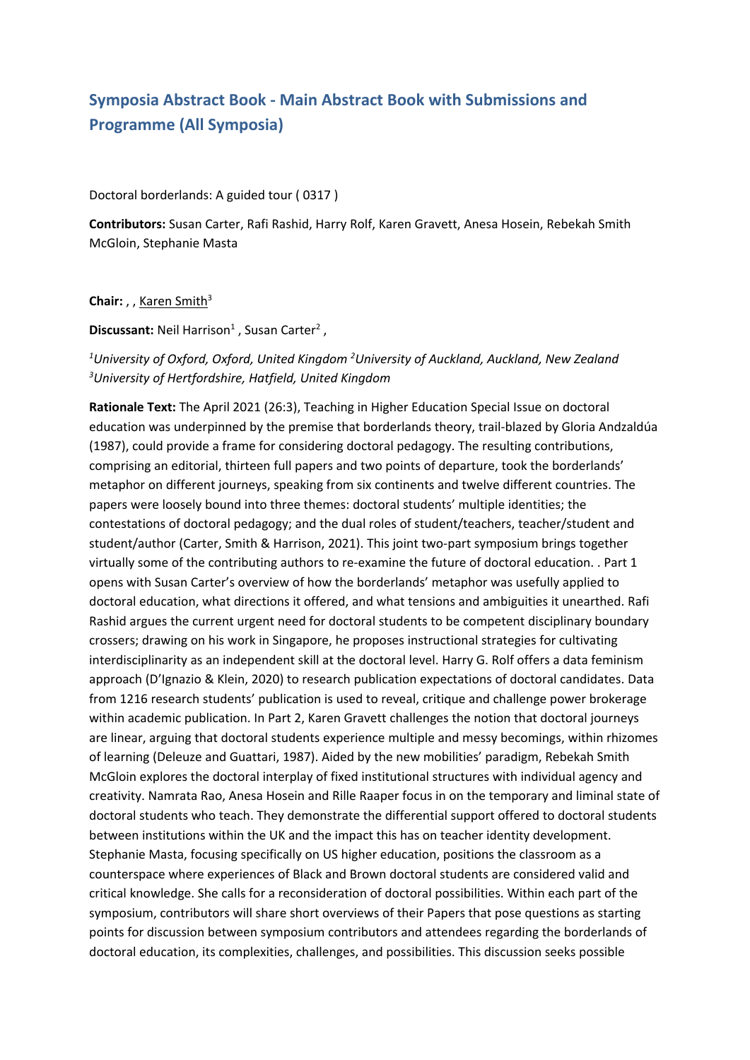# Symposia Abstract Book - Main Abstract Book with Submissions and Programme (All Symposia)

Doctoral borderlands: A guided tour ( 0317 )

**Contributors:** Susan Carter, Rafi Rashid, Harry Rolf, Karen Gravett, Anesa Hosein, Rebekah Smith McGloin, Stephanie Masta

**Chair:** , , Karen Smith[3]

**Discussant:** Neil Harrison[1] , Susan Carter[2] ,

*[1]University of Oxford, Oxford, United Kingdom [2]University of Auckland, Auckland, New Zealand [3]University of Hertfordshire, Hatfield, United Kingdom*

**Rationale Text:** The April 2021 (26:3), Teaching in Higher Education Special Issue on doctoral education was underpinned by the premise that borderlands theory, trail-blazed by Gloria Andzaldúa (1987), could provide a frame for considering doctoral pedagogy. The resulting contributions, comprising an editorial, thirteen full papers and two points of departure, took the borderlands' metaphor on different journeys, speaking from six continents and twelve different countries. The papers were loosely bound into three themes: doctoral students' multiple identities; the contestations of doctoral pedagogy; and the dual roles of student/teachers, teacher/student and student/author (Carter, Smith & Harrison, 2021). This joint two-part symposium brings together virtually some of the contributing authors to re-examine the future of doctoral education. . Part 1 opens with Susan Carter's overview of how the borderlands' metaphor was usefully applied to doctoral education, what directions it offered, and what tensions and ambiguities it unearthed. Rafi Rashid argues the current urgent need for doctoral students to be competent disciplinary boundary crossers; drawing on his work in Singapore, he proposes instructional strategies for cultivating interdisciplinarity as an independent skill at the doctoral level. Harry G. Rolf offers a data feminism approach (D'Ignazio & Klein, 2020) to research publication expectations of doctoral candidates. Data from 1216 research students' publication is used to reveal, critique and challenge power brokerage within academic publication. In Part 2, Karen Gravett challenges the notion that doctoral journeys are linear, arguing that doctoral students experience multiple and messy becomings, within rhizomes of learning (Deleuze and Guattari, 1987). Aided by the new mobilities' paradigm, Rebekah Smith McGloin explores the doctoral interplay of fixed institutional structures with individual agency and creativity. Namrata Rao, Anesa Hosein and Rille Raaper focus in on the temporary and liminal state of doctoral students who teach. They demonstrate the differential support offered to doctoral students between institutions within the UK and the impact this has on teacher identity development. Stephanie Masta, focusing specifically on US higher education, positions the classroom as a counterspace where experiences of Black and Brown doctoral students are considered valid and critical knowledge. She calls for a reconsideration of doctoral possibilities. Within each part of the symposium, contributors will share short overviews of their Papers that pose questions as starting points for discussion between symposium contributors and attendees regarding the borderlands of doctoral education, its complexities, challenges, and possibilities. This discussion seeks possible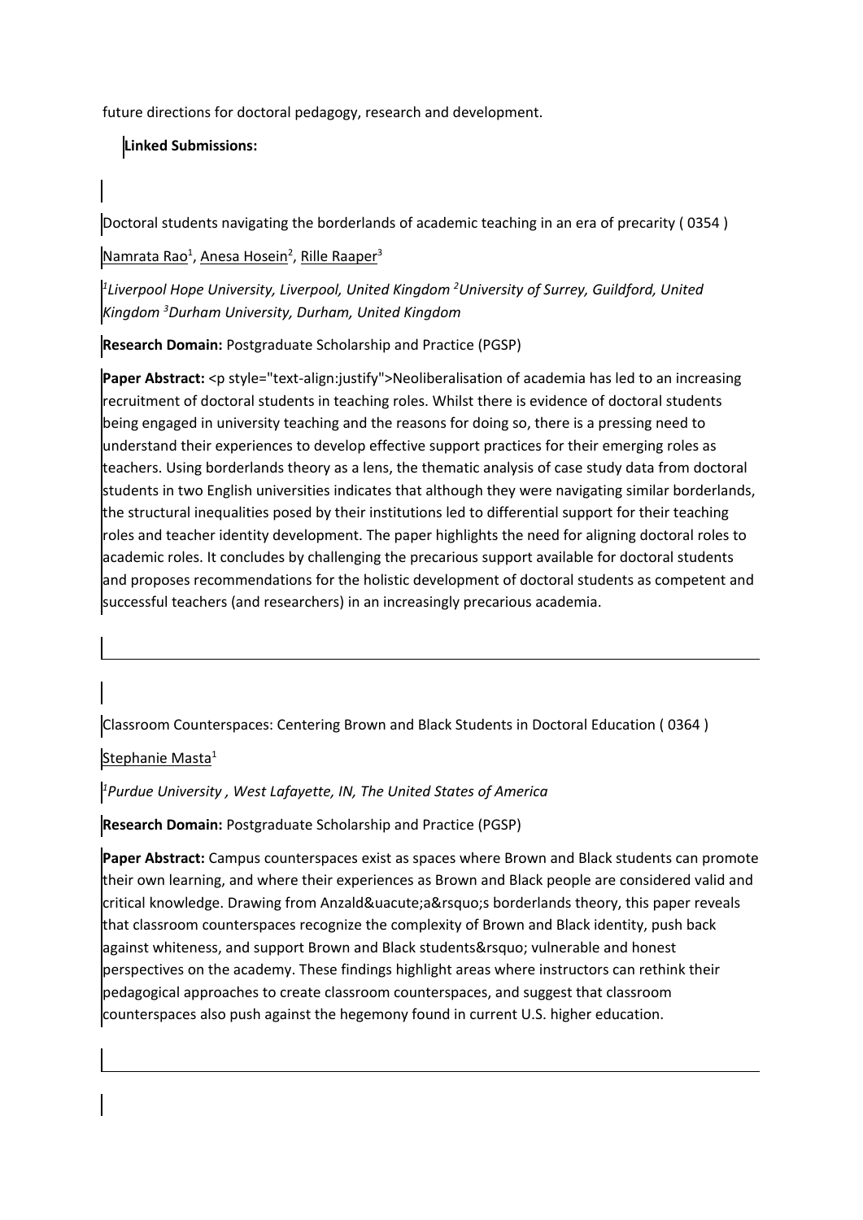future directions for doctoral pedagogy, research and development.

**Linked Submissions:**

Doctoral students navigating the borderlands of academic teaching in an era of precarity ( 0354 )

Namrata Rao[1], Anesa Hosein[2], Rille Raaper[3]

*[1]Liverpool Hope University, Liverpool, United Kingdom [2]University of Surrey, Guildford, United Kingdom [3]Durham University, Durham, United Kingdom*

**Research Domain:** Postgraduate Scholarship and Practice (PGSP)

**Paper Abstract:** <p style="text-align:justify">Neoliberalisation of academia has led to an increasing recruitment of doctoral students in teaching roles. Whilst there is evidence of doctoral students being engaged in university teaching and the reasons for doing so, there is a pressing need to understand their experiences to develop effective support practices for their emerging roles as teachers. Using borderlands theory as a lens, the thematic analysis of case study data from doctoral students in two English universities indicates that although they were navigating similar borderlands, the structural inequalities posed by their institutions led to differential support for their teaching roles and teacher identity development. The paper highlights the need for aligning doctoral roles to academic roles. It concludes by challenging the precarious support available for doctoral students and proposes recommendations for the holistic development of doctoral students as competent and successful teachers (and researchers) in an increasingly precarious academia.

---

Classroom Counterspaces: Centering Brown and Black Students in Doctoral Education ( 0364 )

Stephanie Masta[1]

*[1]Purdue University , West Lafayette, IN, The United States of America*

**Research Domain:** Postgraduate Scholarship and Practice (PGSP)

**Paper Abstract:** Campus counterspaces exist as spaces where Brown and Black students can promote their own learning, and where their experiences as Brown and Black people are considered valid and critical knowledge. Drawing from Anzald&uacute;a&rsquo;s borderlands theory, this paper reveals that classroom counterspaces recognize the complexity of Brown and Black identity, push back against whiteness, and support Brown and Black students&rsquo; vulnerable and honest perspectives on the academy. These findings highlight areas where instructors can rethink their pedagogical approaches to create classroom counterspaces, and suggest that classroom counterspaces also push against the hegemony found in current U.S. higher education.

---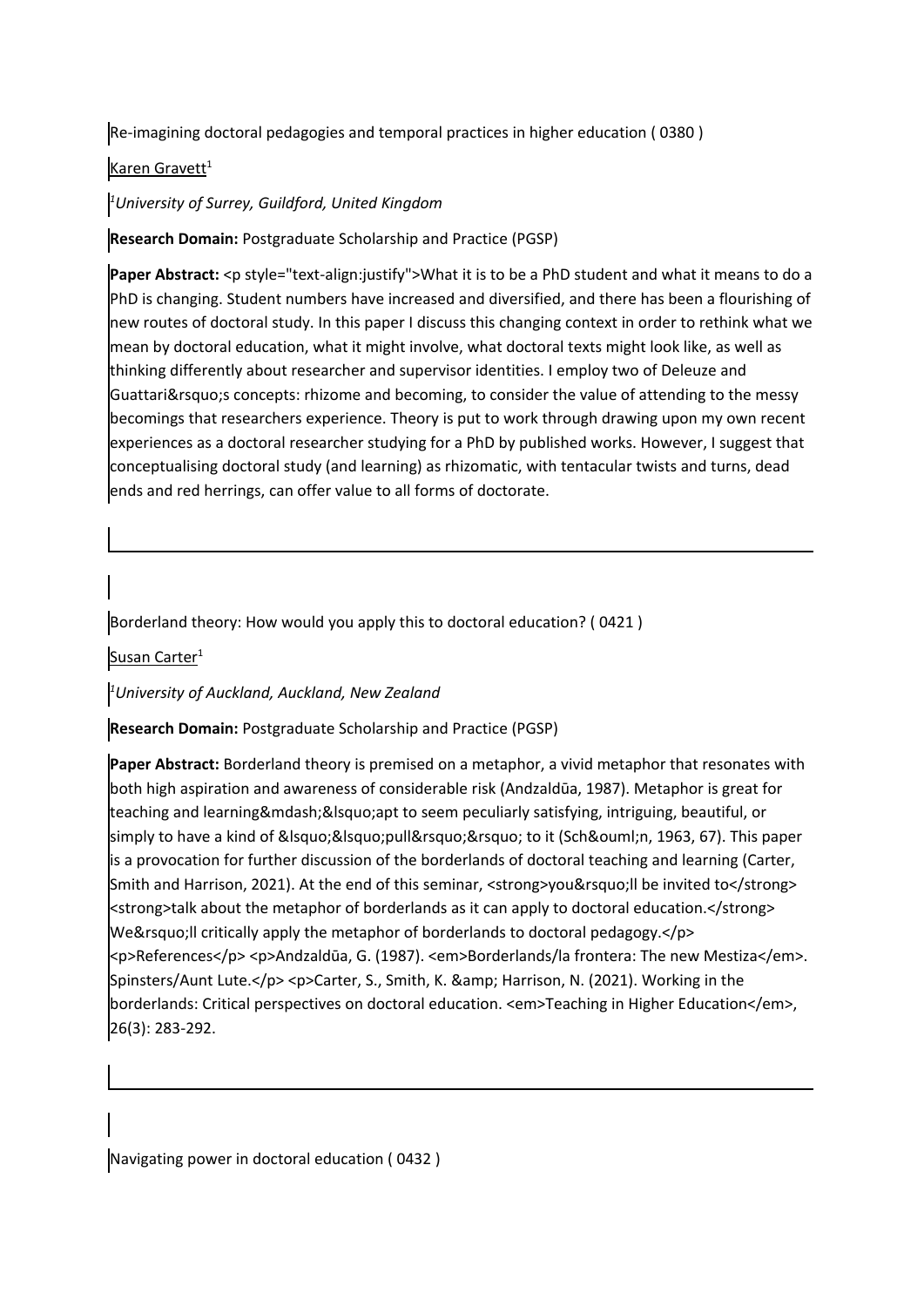Re-imagining doctoral pedagogies and temporal practices in higher education ( 0380 )

Karen Gravett[1]

*[1]University of Surrey, Guildford, United Kingdom*

**Research Domain:** Postgraduate Scholarship and Practice (PGSP)

**Paper Abstract:** <p style="text-align:justify">What it is to be a PhD student and what it means to do a PhD is changing. Student numbers have increased and diversified, and there has been a flourishing of new routes of doctoral study. In this paper I discuss this changing context in order to rethink what we mean by doctoral education, what it might involve, what doctoral texts might look like, as well as thinking differently about researcher and supervisor identities. I employ two of Deleuze and Guattari&rsquo;s concepts: rhizome and becoming, to consider the value of attending to the messy becomings that researchers experience. Theory is put to work through drawing upon my own recent experiences as a doctoral researcher studying for a PhD by published works. However, I suggest that conceptualising doctoral study (and learning) as rhizomatic, with tentacular twists and turns, dead ends and red herrings, can offer value to all forms of doctorate.

---

Borderland theory: How would you apply this to doctoral education? ( 0421 )

Susan Carter[1]

*[1]University of Auckland, Auckland, New Zealand*

**Research Domain:** Postgraduate Scholarship and Practice (PGSP)

**Paper Abstract:** Borderland theory is premised on a metaphor, a vivid metaphor that resonates with both high aspiration and awareness of considerable risk (Andzaldūa, 1987). Metaphor is great for teaching and learning&mdash;&lsquo;apt to seem peculiarly satisfying, intriguing, beautiful, or simply to have a kind of &lsquo;&lsquo;pull&rsquo;&rsquo; to it (Sch&ouml;n, 1963, 67). This paper is a provocation for further discussion of the borderlands of doctoral teaching and learning (Carter, Smith and Harrison, 2021). At the end of this seminar, <strong>you&rsquo;ll be invited to</strong> <strong>talk about the metaphor of borderlands as it can apply to doctoral education.</strong> We&rsquo;ll critically apply the metaphor of borderlands to doctoral pedagogy.</p> <p>References</p> <p>Andzaldūa, G. (1987). <em>Borderlands/la frontera: The new Mestiza</em>. Spinsters/Aunt Lute.</p> <p>Carter, S., Smith, K. &amp; Harrison, N. (2021). Working in the borderlands: Critical perspectives on doctoral education. <em>Teaching in Higher Education</em>, 26(3): 283-292.

---

Navigating power in doctoral education ( 0432 )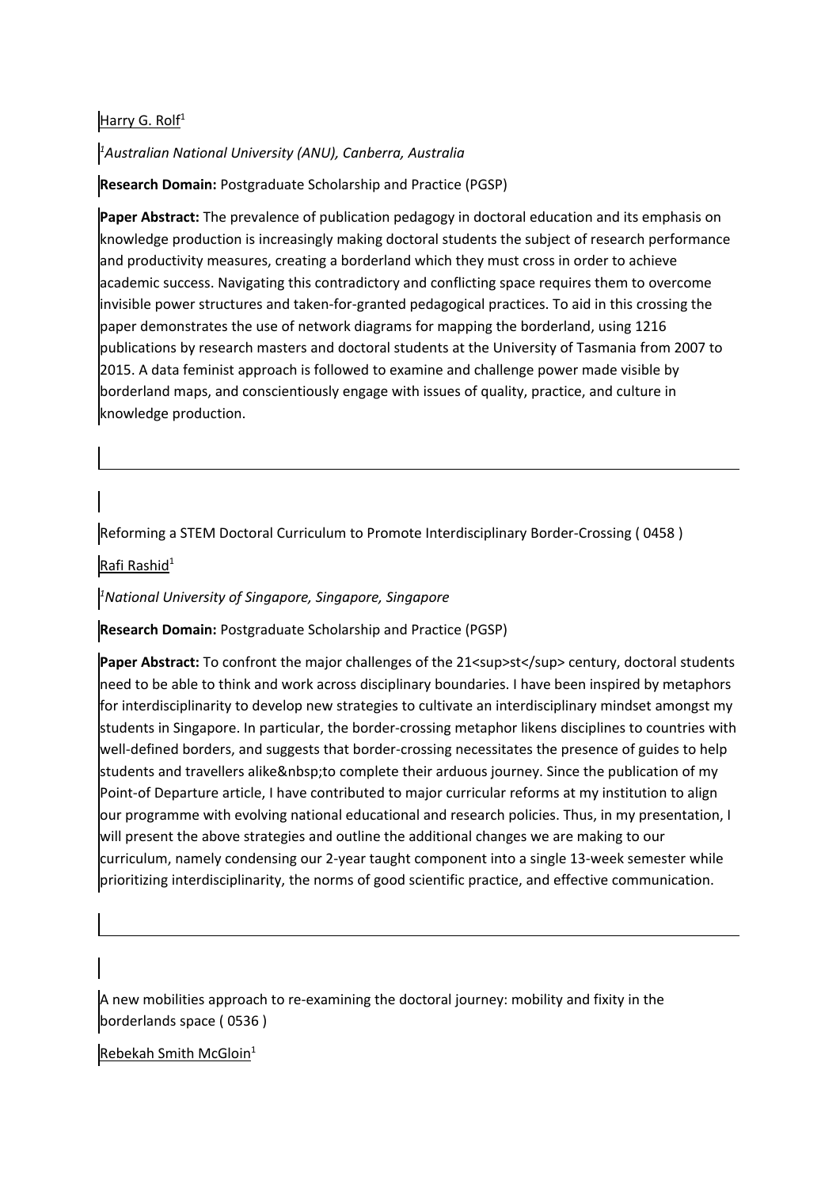Harry G. Rolf[1]

*[1]Australian National University (ANU), Canberra, Australia*

**Research Domain:** Postgraduate Scholarship and Practice (PGSP)

**Paper Abstract:** The prevalence of publication pedagogy in doctoral education and its emphasis on knowledge production is increasingly making doctoral students the subject of research performance and productivity measures, creating a borderland which they must cross in order to achieve academic success. Navigating this contradictory and conflicting space requires them to overcome invisible power structures and taken-for-granted pedagogical practices. To aid in this crossing the paper demonstrates the use of network diagrams for mapping the borderland, using 1216 publications by research masters and doctoral students at the University of Tasmania from 2007 to 2015. A data feminist approach is followed to examine and challenge power made visible by borderland maps, and conscientiously engage with issues of quality, practice, and culture in knowledge production.

---

Reforming a STEM Doctoral Curriculum to Promote Interdisciplinary Border-Crossing ( 0458 )

Rafi Rashid[1]

*[1]National University of Singapore, Singapore, Singapore*

**Research Domain:** Postgraduate Scholarship and Practice (PGSP)

**Paper Abstract:** To confront the major challenges of the 21<sup>st</sup> century, doctoral students need to be able to think and work across disciplinary boundaries. I have been inspired by metaphors for interdisciplinarity to develop new strategies to cultivate an interdisciplinary mindset amongst my students in Singapore. In particular, the border-crossing metaphor likens disciplines to countries with well-defined borders, and suggests that border-crossing necessitates the presence of guides to help students and travellers alike&nbsp;to complete their arduous journey. Since the publication of my Point-of Departure article, I have contributed to major curricular reforms at my institution to align our programme with evolving national educational and research policies. Thus, in my presentation, I will present the above strategies and outline the additional changes we are making to our curriculum, namely condensing our 2-year taught component into a single 13-week semester while prioritizing interdisciplinarity, the norms of good scientific practice, and effective communication.

---

A new mobilities approach to re-examining the doctoral journey: mobility and fixity in the borderlands space ( 0536 )

Rebekah Smith McGloin[1]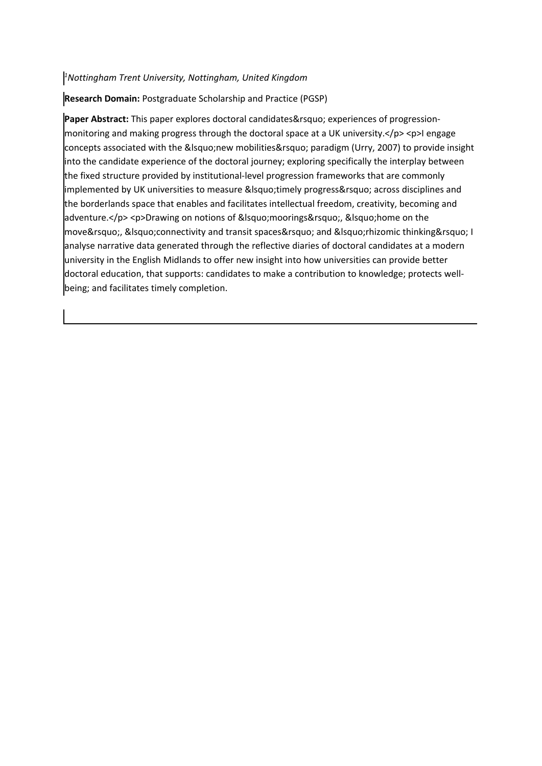[1]*Nottingham Trent University, Nottingham, United Kingdom*

**Research Domain:** Postgraduate Scholarship and Practice (PGSP)

**Paper Abstract:** This paper explores doctoral candidates&rsquo; experiences of progression-monitoring and making progress through the doctoral space at a UK university.</p> <p>I engage concepts associated with the &lsquo;new mobilities&rsquo; paradigm (Urry, 2007) to provide insight into the candidate experience of the doctoral journey; exploring specifically the interplay between the fixed structure provided by institutional-level progression frameworks that are commonly implemented by UK universities to measure &lsquo;timely progress&rsquo; across disciplines and the borderlands space that enables and facilitates intellectual freedom, creativity, becoming and adventure.</p> <p>Drawing on notions of &lsquo;moorings&rsquo;, &lsquo;home on the move&rsquo;, &lsquo;connectivity and transit spaces&rsquo; and &lsquo;rhizomic thinking&rsquo; I analyse narrative data generated through the reflective diaries of doctoral candidates at a modern university in the English Midlands to offer new insight into how universities can provide better doctoral education, that supports: candidates to make a contribution to knowledge; protects well-being; and facilitates timely completion.